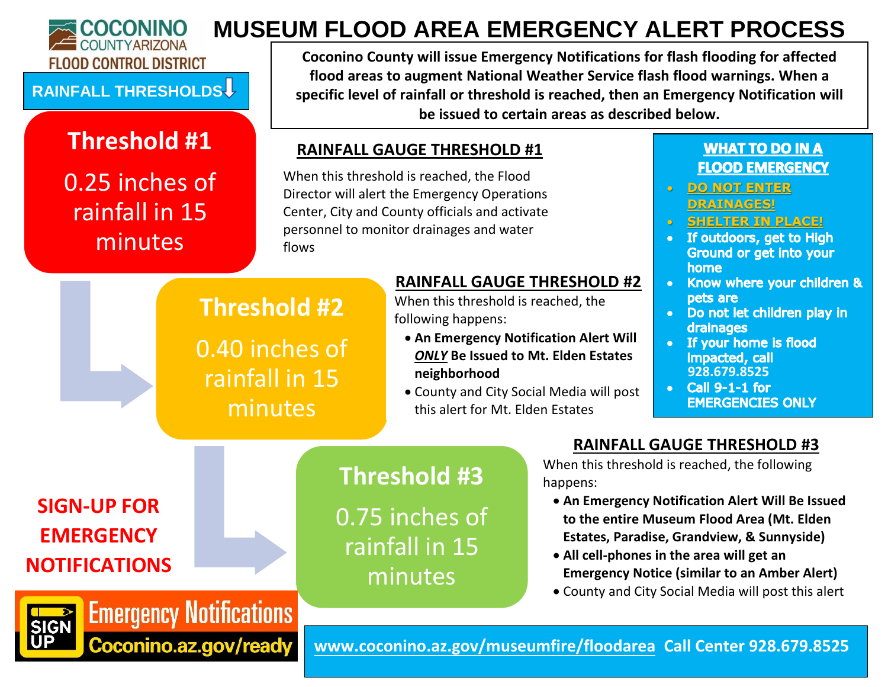COCONINO COUNTY ARIZONA FLOOD CONTROL DISTRICT

# MUSEUM FLOOD AREA EMERGENCY ALERT PROCESS

**Coconino County will issue Emergency Notifications for flash flooding for affected flood areas to augment National Weather Service flash flood warnings. When a specific level of rainfall or threshold is reached, then an Emergency Notification will be issued to certain areas as described below.**

## RAINFALL THRESHOLDS

### Threshold #1

0.25 inches of rainfall in 15 minutes

### RAINFALL GAUGE THRESHOLD #1

When this threshold is reached, the Flood Director will alert the Emergency Operations Center, City and County officials and activate personnel to monitor drainages and water flows

### Threshold #2

0.40 inches of rainfall in 15 minutes

### RAINFALL GAUGE THRESHOLD #2

When this threshold is reached, the following happens:

- **An Emergency Notification Alert Will *ONLY* Be Issued to Mt. Elden Estates neighborhood**
- County and City Social Media will post this alert for Mt. Elden Estates

### Threshold #3

0.75 inches of rainfall in 15 minutes

### RAINFALL GAUGE THRESHOLD #3

When this threshold is reached, the following happens:

- **An Emergency Notification Alert Will Be Issued to the entire Museum Flood Area (Mt. Elden Estates, Paradise, Grandview, & Sunnyside)**
- **All cell-phones in the area will get an Emergency Notice (similar to an Amber Alert)**
- County and City Social Media will post this alert

## WHAT TO DO IN A FLOOD EMERGENCY

- **DO NOT ENTER DRAINAGES!**
- **SHELTER IN PLACE!**
- **If outdoors, get to High Ground or get into your home**
- **Know where your children & pets are**
- **Do not let children play in drainages**
- **If your home is flood impacted, call 928.679.8525**
- **Call 9-1-1 for EMERGENCIES ONLY**

**SIGN-UP FOR EMERGENCY NOTIFICATIONS**

SIGN UP **Emergency Notifications** **Coconino.az.gov/ready**

www.coconino.az.gov/museumfire/floodarea **Call Center 928.679.8525**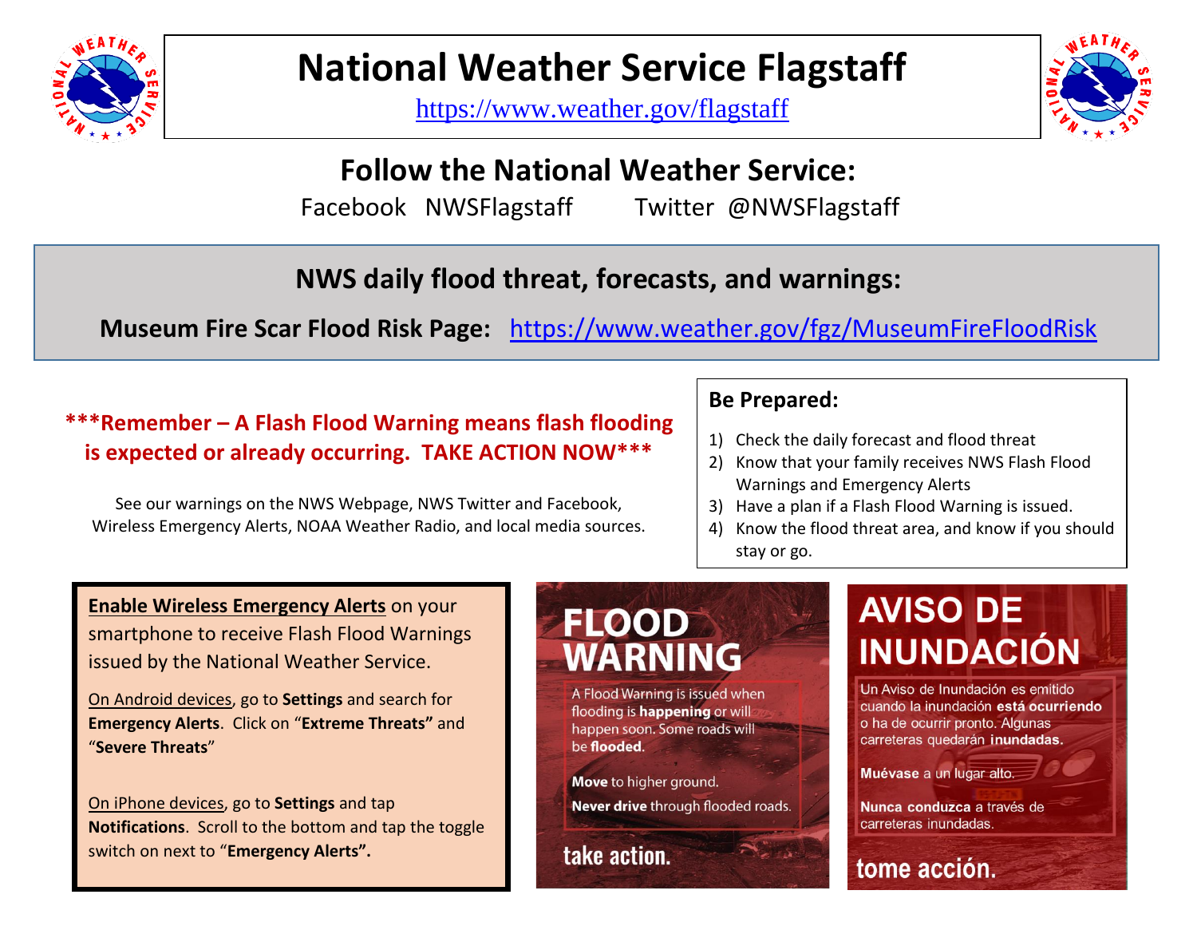# National Weather Service Flagstaff

https://www.weather.gov/flagstaff

## Follow the National Weather Service:

Facebook NWSFlagstaff Twitter @NWSFlagstaff

## NWS daily flood threat, forecasts, and warnings:

**Museum Fire Scar Flood Risk Page:** https://www.weather.gov/fgz/MuseumFireFloodRisk

**\*\*\*Remember – A Flash Flood Warning means flash flooding is expected or already occurring. TAKE ACTION NOW\*\*\***

See our warnings on the NWS Webpage, NWS Twitter and Facebook, Wireless Emergency Alerts, NOAA Weather Radio, and local media sources.

**Be Prepared:**

1) Check the daily forecast and flood threat
2) Know that your family receives NWS Flash Flood Warnings and Emergency Alerts
3) Have a plan if a Flash Flood Warning is issued.
4) Know the flood threat area, and know if you should stay or go.

**Enable Wireless Emergency Alerts** on your smartphone to receive Flash Flood Warnings issued by the National Weather Service.

On Android devices, go to **Settings** and search for **Emergency Alerts**. Click on "**Extreme Threats"** and "**Severe Threats**"

On iPhone devices, go to **Settings** and tap **Notifications**. Scroll to the bottom and tap the toggle switch on next to "**Emergency Alerts".**

## FLOOD WARNING

A Flood Warning is issued when flooding is **happening** or will happen soon. Some roads will be **flooded**.

**Move** to higher ground.

**Never drive** through flooded roads.

take action.

## AVISO DE INUNDACIÓN

Un Aviso de Inundación es emitido cuando la inundación **está ocurriendo** o ha de ocurrir pronto. Algunas carreteras quedarán **inundadas**.

**Muévase** a un lugar alto.

**Nunca conduzca** a través de carreteras inundadas.

tome acción.